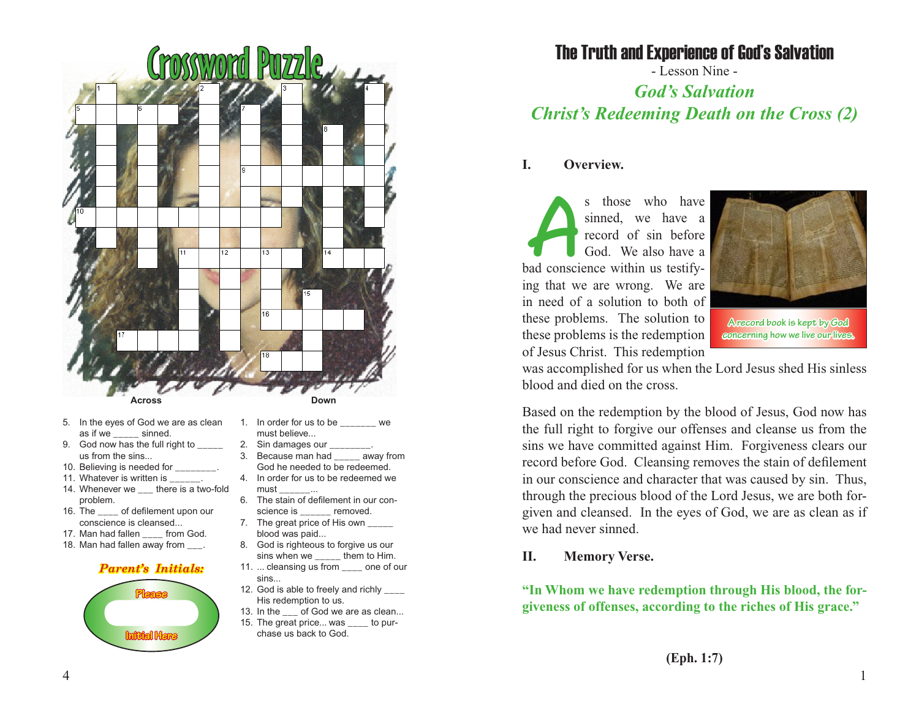# Crossword Puzzle

**Across**

5. In the eyes of God we are as clean as if we _____ sinned.
9. God now has the full right to _____ us from the sins...
10. Believing is needed for ________.
11. Whatever is written is ______.
14. Whenever we ___ there is a two-fold problem.
16. The ____ of defilement upon our conscience is cleansed...
17. Man had fallen ____ from God.
18. Man had fallen away from ___.

**Down**

1. In order for us to be _______ we must believe...
2. Sin damages our ________.
3. Because man had _____ away from God he needed to be redeemed.
4. In order for us to be redeemed we must ______...
6. The stain of defilement in our conscience is ______ removed.
7. The great price of His own _____ blood was paid...
8. God is righteous to forgive us our sins when we _____ them to Him.
11. ... cleansing us from ____ one of our sins...
12. God is able to freely and richly ____ His redemption to us.
13. In the ___ of God we are as clean...
15. The great price... was ____ to purchase us back to God.

***Parent's Initials:***

Please Initial Here

# The Truth and Experience of God's Salvation

- Lesson Nine -

## *God's Salvation*
## *Christ's Redeeming Death on the Cross (2)*

### I. Overview.

As those who have sinned, we have a record of sin before God. We also have a bad conscience within us testifying that we are wrong. We are in need of a solution to both of these problems. The solution to these problems is the redemption of Jesus Christ. This redemption was accomplished for us when the Lord Jesus shed His sinless blood and died on the cross.

A record book is kept by God concerning how we live our lives.

Based on the redemption by the blood of Jesus, God now has the full right to forgive our offenses and cleanse us from the sins we have committed against Him. Forgiveness clears our record before God. Cleansing removes the stain of defilement in our conscience and character that was caused by sin. Thus, through the precious blood of the Lord Jesus, we are both forgiven and cleansed. In the eyes of God, we are as clean as if we had never sinned.

### II. Memory Verse.

**"In Whom we have redemption through His blood, the forgiveness of offenses, according to the riches of His grace."**

**(Eph. 1:7)**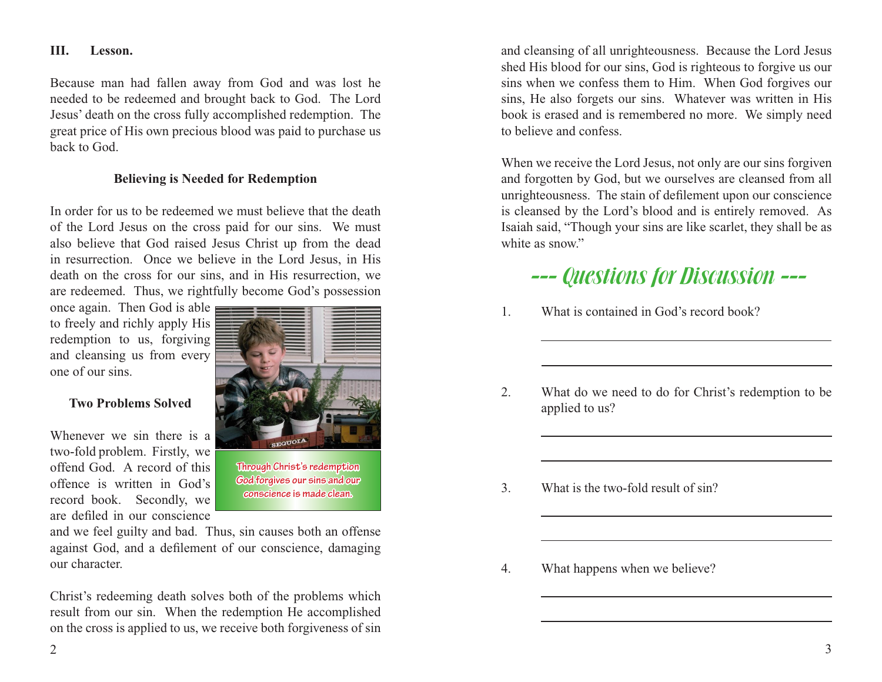## III. Lesson.

Because man had fallen away from God and was lost he needed to be redeemed and brought back to God. The Lord Jesus' death on the cross fully accomplished redemption. The great price of His own precious blood was paid to purchase us back to God.

### Believing is Needed for Redemption

In order for us to be redeemed we must believe that the death of the Lord Jesus on the cross paid for our sins. We must also believe that God raised Jesus Christ up from the dead in resurrection. Once we believe in the Lord Jesus, in His death on the cross for our sins, and in His resurrection, we are redeemed. Thus, we rightfully become God's possession once again. Then God is able to freely and richly apply His redemption to us, forgiving and cleansing us from every one of our sins.

Through Christ's redemption God forgives our sins and our conscience is made clean.

### Two Problems Solved

Whenever we sin there is a two-fold problem. Firstly, we offend God. A record of this offence is written in God's record book. Secondly, we are defiled in our conscience and we feel guilty and bad. Thus, sin causes both an offense against God, and a defilement of our conscience, damaging our character.

Christ's redeeming death solves both of the problems which result from our sin. When the redemption He accomplished on the cross is applied to us, we receive both forgiveness of sin and cleansing of all unrighteousness. Because the Lord Jesus shed His blood for our sins, God is righteous to forgive us our sins when we confess them to Him. When God forgives our sins, He also forgets our sins. Whatever was written in His book is erased and is remembered no more. We simply need to believe and confess.

When we receive the Lord Jesus, not only are our sins forgiven and forgotten by God, but we ourselves are cleansed from all unrighteousness. The stain of defilement upon our conscience is cleansed by the Lord's blood and is entirely removed. As Isaiah said, "Though your sins are like scarlet, they shall be as white as snow."

## --- Questions for Discussion ---

1. What is contained in God's record book?

______________________________

______________________________

2. What do we need to do for Christ's redemption to be applied to us?

______________________________

______________________________

3. What is the two-fold result of sin?

______________________________

______________________________

4. What happens when we believe?

______________________________

______________________________